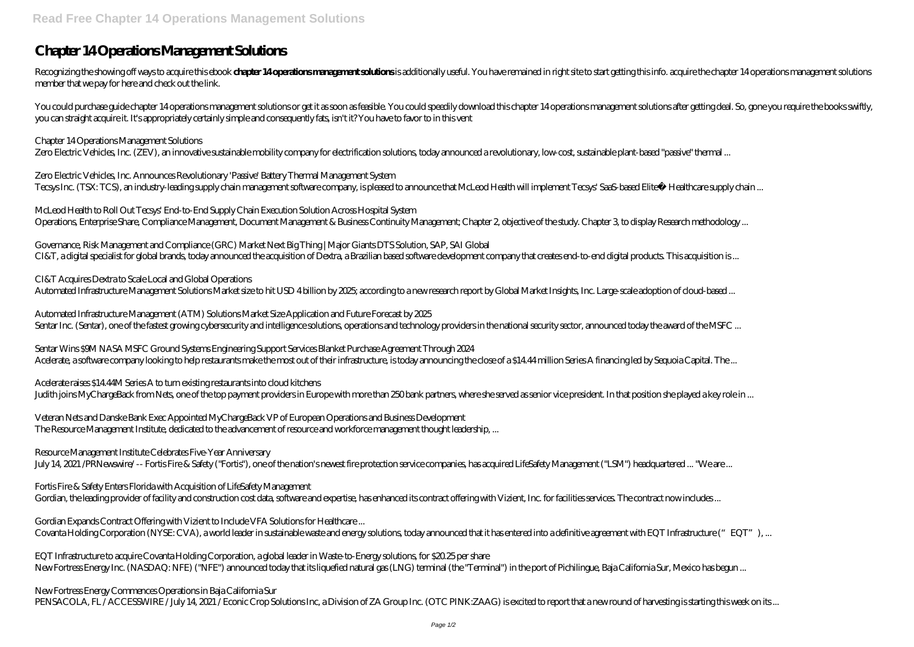# Chapter 14 Operations Management Solutions

Recognizing the showing off ways to acquire this ebook **chapter 14 operations management solutions** is additionally useful. You have remained in right site to start getting this info. acquire the chapter 14 operations management solutions member that we pay for here and check out the link.

You could purchase guide chapter 14 operations management solutions or get it as soon as feasible. You could speedily download this chapter 14 operations management solutions after getting deal. So, gone you require the books swiftly, you can straight acquire it. It's appropriately certainly simple and consequently fats, isn't it? You have to favor to in this vent

*Chapter 14 Operations Management Solutions*
Zero Electric Vehicles, Inc. (ZEV), an innovative sustainable mobility company for electrification solutions, today announced a revolutionary, low-cost, sustainable plant-based "passive" thermal ...

*Zero Electric Vehicles, Inc. Announces Revolutionary 'Passive' Battery Thermal Management System*
Tecsys Inc. (TSX: TCS), an industry-leading supply chain management software company, is pleased to announce that McLeod Health will implement Tecsys' SaaS-based Elite™ Healthcare supply chain ...

*McLeod Health to Roll Out Tecsys' End-to-End Supply Chain Execution Solution Across Hospital System*
Operations, Enterprise Share, Compliance Management, Document Management & Business Continuity Management; Chapter 2, objective of the study. Chapter 3, to display Research methodology ...

*Governance, Risk Management and Compliance (GRC) Market Next Big Thing | Major Giants DTS Solution, SAP, SAI Global*
CI&T, a digital specialist for global brands, today announced the acquisition of Dextra, a Brazilian based software development company that creates end-to-end digital products. This acquisition is ...

*CI&T Acquires Dextra to Scale Local and Global Operations*
Automated Infrastructure Management Solutions Market size to hit USD 4 billion by 2025; according to a new research report by Global Market Insights, Inc. Large-scale adoption of cloud-based ...

*Automated Infrastructure Management (ATM) Solutions Market Size Application and Future Forecast by 2025*
Sentar Inc. (Sentar), one of the fastest growing cybersecurity and intelligence solutions, operations and technology providers in the national security sector, announced today the award of the MSFC ...

*Sentar Wins $9M NASA MSFC Ground Systems Engineering Support Services Blanket Purchase Agreement Through 2024*
Acelerate, a software company looking to help restaurants make the most out of their infrastructure, is today announcing the close of a $14.44 million Series A financing led by Sequoia Capital. The ...

*Acelerate raises $14.44M Series A to turn existing restaurants into cloud kitchens*
Judith joins MyChargeBack from Nets, one of the top payment providers in Europe with more than 250 bank partners, where she served as senior vice president. In that position she played a key role in ...

*Veteran Nets and Danske Bank Exec Appointed MyChargeBack VP of European Operations and Business Development*
The Resource Management Institute, dedicated to the advancement of resource and workforce management thought leadership, ...

*Resource Management Institute Celebrates Five-Year Anniversary*
July 14, 2021 /PRNewswire/ -- Fortis Fire & Safety ("Fortis"), one of the nation's newest fire protection service companies, has acquired LifeSafety Management ("LSM") headquartered ... "We are ...

*Fortis Fire & Safety Enters Florida with Acquisition of LifeSafety Management*
Gordian, the leading provider of facility and construction cost data, software and expertise, has enhanced its contract offering with Vizient, Inc. for facilities services. The contract now includes ...

*Gordian Expands Contract Offering with Vizient to Include VFA Solutions for Healthcare ...*
Covanta Holding Corporation (NYSE: CVA), a world leader in sustainable waste and energy solutions, today announced that it has entered into a definitive agreement with EQT Infrastructure ("EQT"), ...

*EQT Infrastructure to acquire Covanta Holding Corporation, a global leader in Waste-to-Energy solutions, for $20.25 per share*
New Fortress Energy Inc. (NASDAQ: NFE) ("NFE") announced today that its liquefied natural gas (LNG) terminal (the "Terminal") in the port of Pichilingue, Baja California Sur, Mexico has begun ...

*New Fortress Energy Commences Operations in Baja California Sur*
PENSACOLA, FL / ACCESSWIRE / July 14, 2021 / Econic Crop Solutions Inc, a Division of ZA Group Inc. (OTC PINK:ZAAG) is excited to report that a new round of harvesting is starting this week on its ...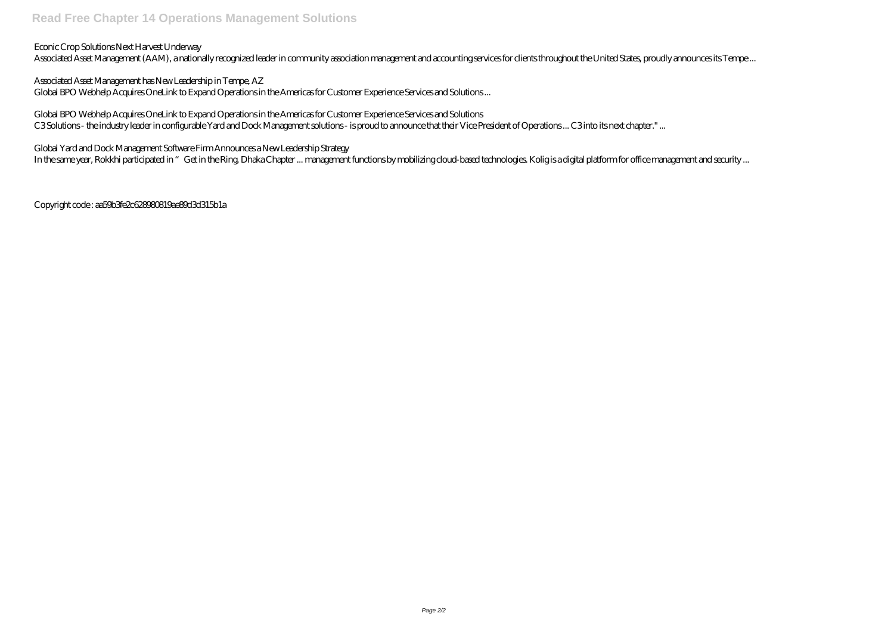Econic Crop Solutions Next Harvest Underway
Associated Asset Management (AAM), a nationally recognized leader in community association management and accounting services for clients throughout the United States, proudly announces its Tempe ...

Associated Asset Management has New Leadership in Tempe, AZ
Global BPO Webhelp Acquires OneLink to Expand Operations in the Americas for Customer Experience Services and Solutions ...

Global BPO Webhelp Acquires OneLink to Expand Operations in the Americas for Customer Experience Services and Solutions
C3 Solutions - the industry leader in configurable Yard and Dock Management solutions - is proud to announce that their Vice President of Operations ... C3 into its next chapter." ...

Global Yard and Dock Management Software Firm Announces a New Leadership Strategy
In the same year, Rokkhi participated in "Get in the Ring, Dhaka Chapter ... management functions by mobilizing cloud-based technologies. Kolig is a digital platform for office management and security ...

Copyright code : aa59b3fe2c628980819ae89d3d315b1a